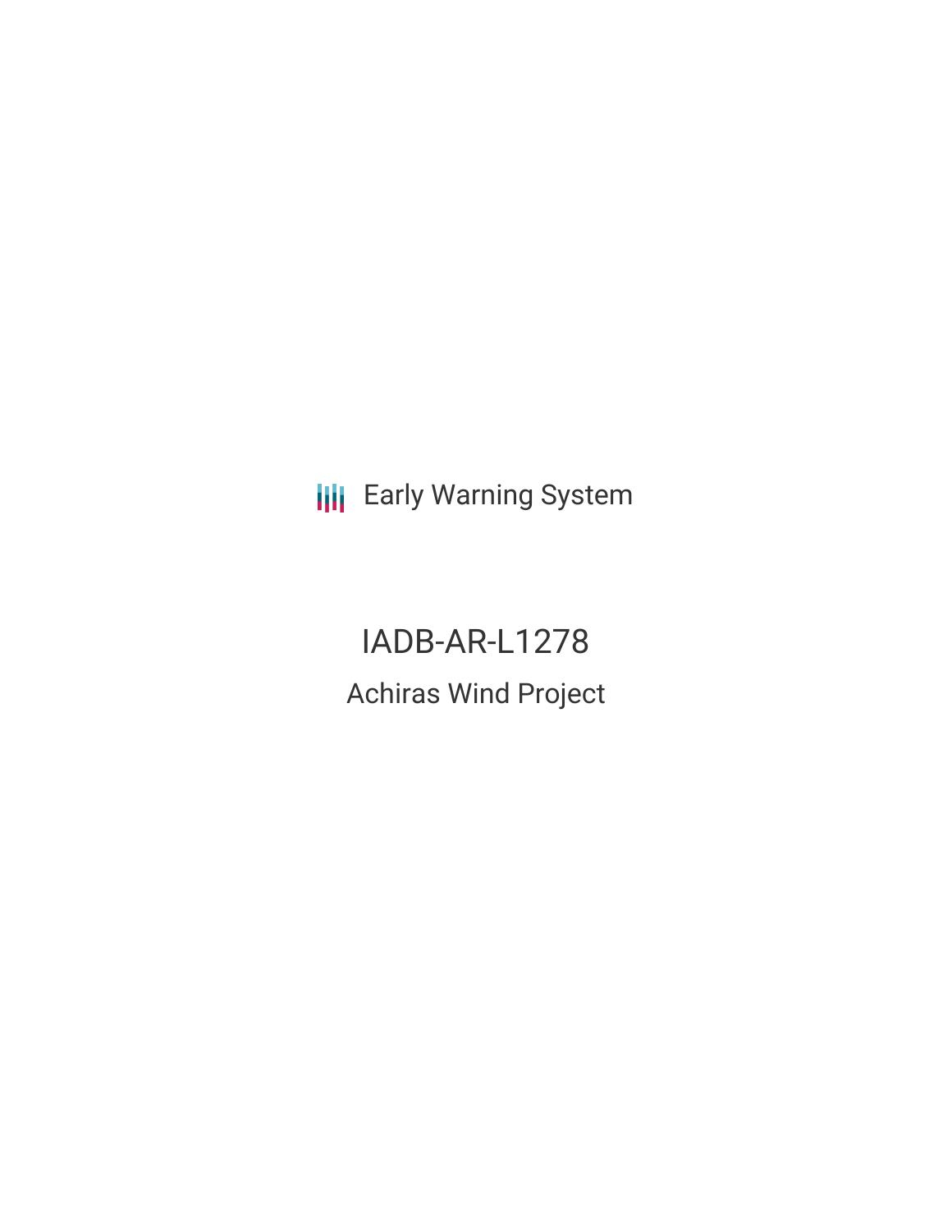Early Warning System

# IADB-AR-L1278

## Achiras Wind Project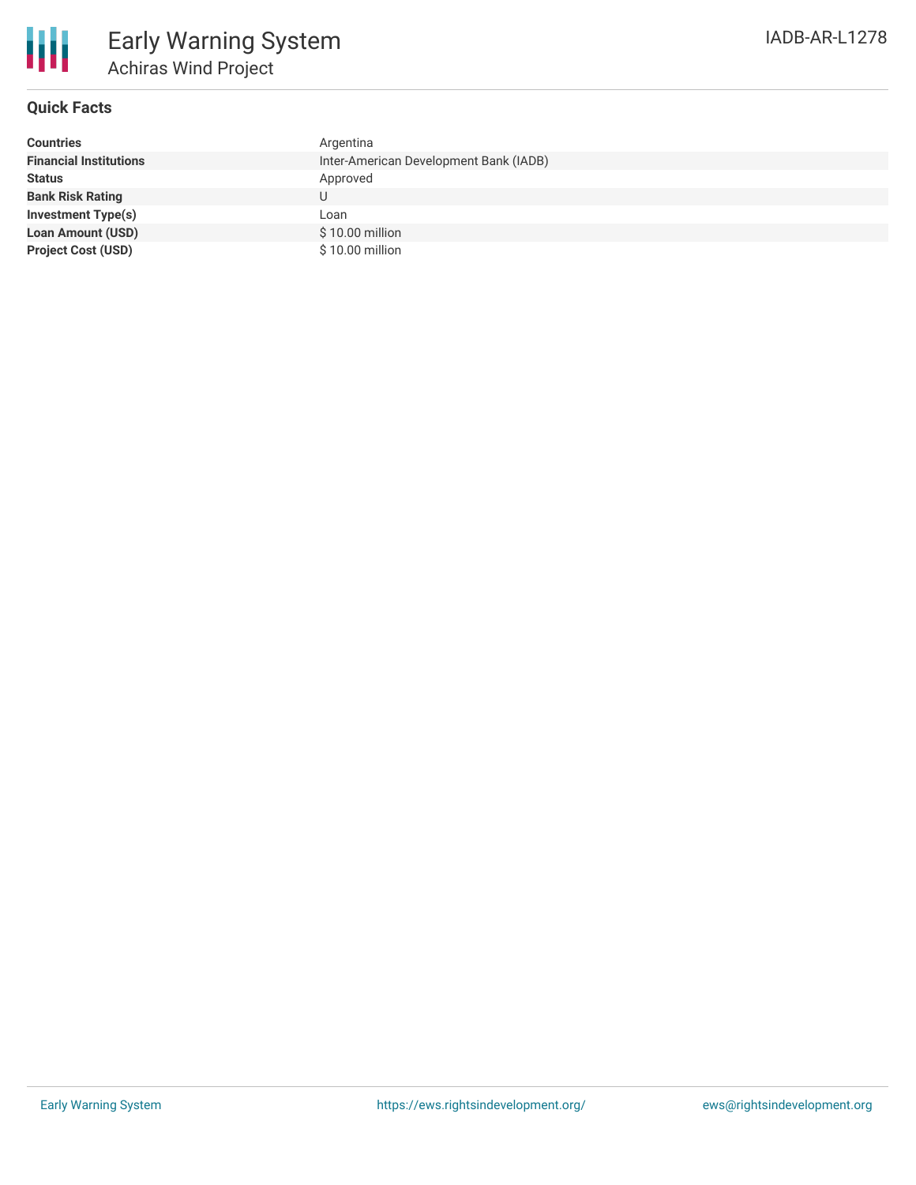# Early Warning System

## Achiras Wind Project

IADB-AR-L1278

### Quick Facts

| | |
|---|---|
| **Countries** | Argentina |
| **Financial Institutions** | Inter-American Development Bank (IADB) |
| **Status** | Approved |
| **Bank Risk Rating** | U |
| **Investment Type(s)** | Loan |
| **Loan Amount (USD)** | $ 10.00 million |
| **Project Cost (USD)** | $ 10.00 million |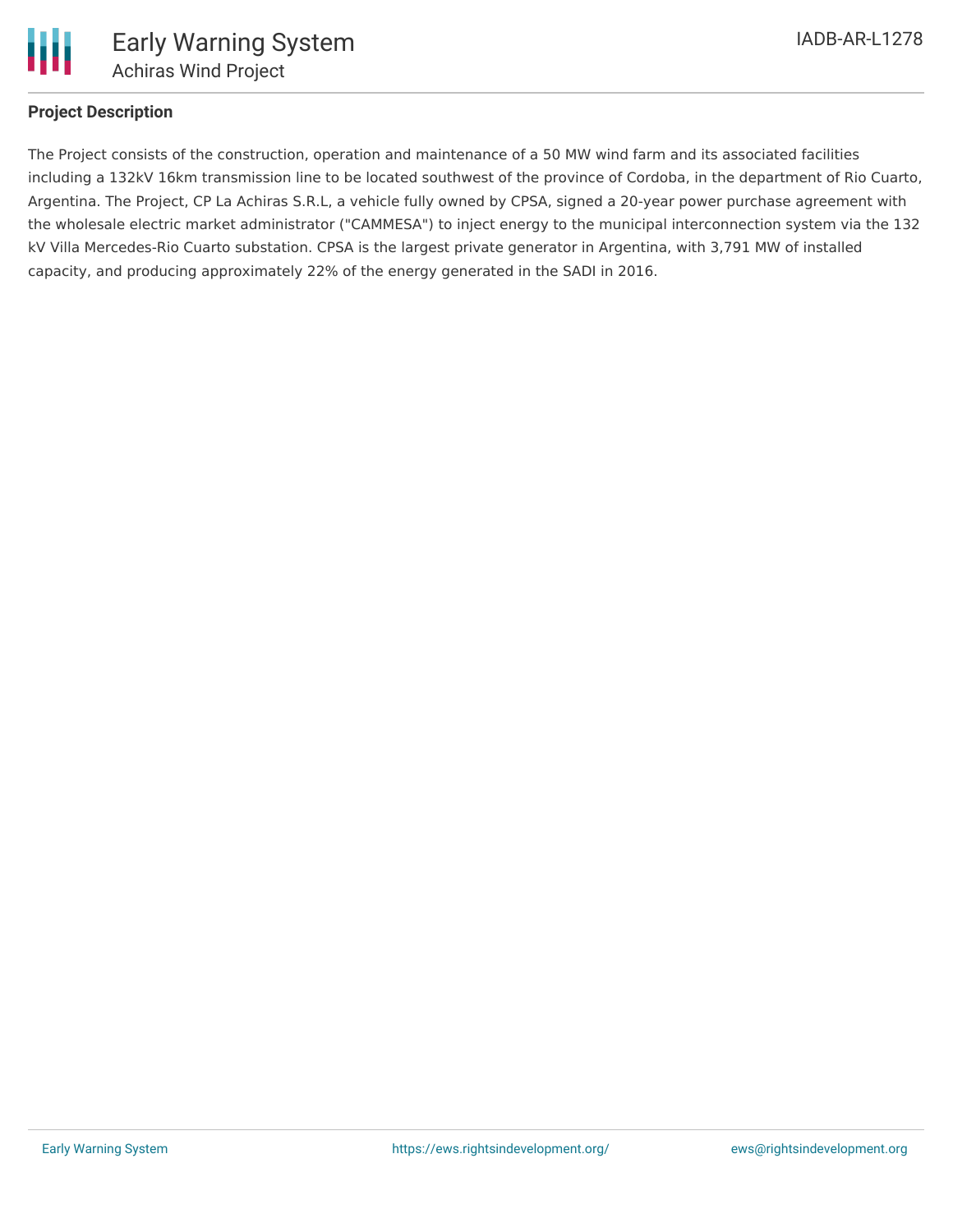**Project Description**

The Project consists of the construction, operation and maintenance of a 50 MW wind farm and its associated facilities including a 132kV 16km transmission line to be located southwest of the province of Cordoba, in the department of Rio Cuarto, Argentina. The Project, CP La Achiras S.R.L, a vehicle fully owned by CPSA, signed a 20-year power purchase agreement with the wholesale electric market administrator ("CAMMESA") to inject energy to the municipal interconnection system via the 132 kV Villa Mercedes-Rio Cuarto substation. CPSA is the largest private generator in Argentina, with 3,791 MW of installed capacity, and producing approximately 22% of the energy generated in the SADI in 2016.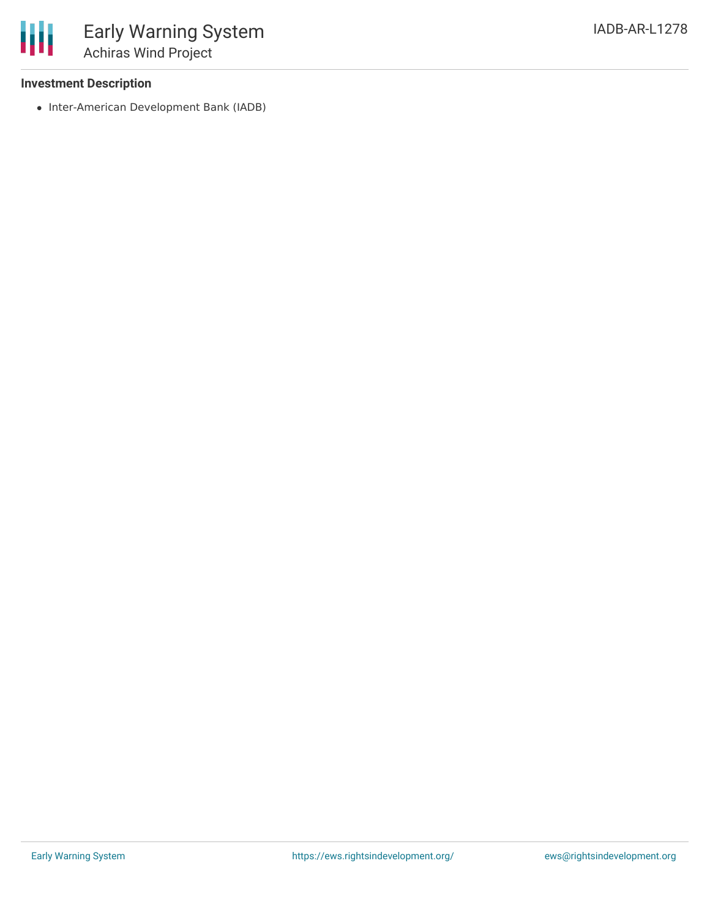**Investment Description**

- Inter-American Development Bank (IADB)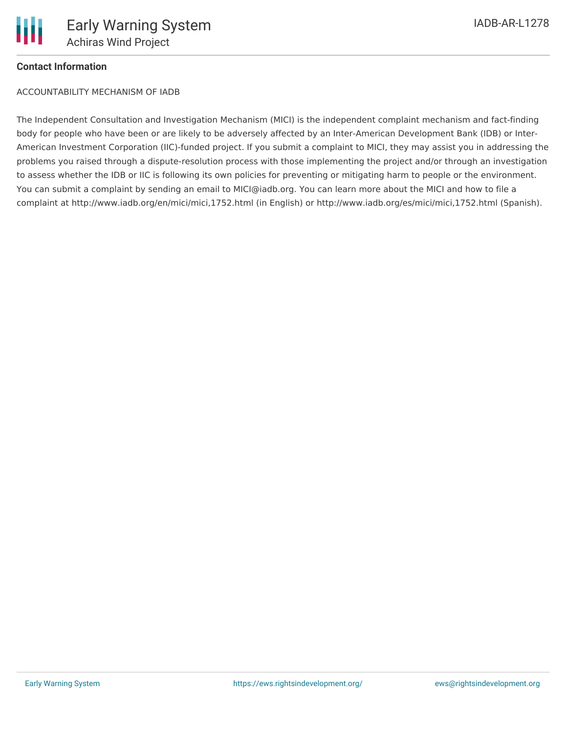**Contact Information**

ACCOUNTABILITY MECHANISM OF IADB

The Independent Consultation and Investigation Mechanism (MICI) is the independent complaint mechanism and fact-finding body for people who have been or are likely to be adversely affected by an Inter-American Development Bank (IDB) or Inter-American Investment Corporation (IIC)-funded project. If you submit a complaint to MICI, they may assist you in addressing the problems you raised through a dispute-resolution process with those implementing the project and/or through an investigation to assess whether the IDB or IIC is following its own policies for preventing or mitigating harm to people or the environment. You can submit a complaint by sending an email to MICI@iadb.org. You can learn more about the MICI and how to file a complaint at http://www.iadb.org/en/mici/mici,1752.html (in English) or http://www.iadb.org/es/mici/mici,1752.html (Spanish).